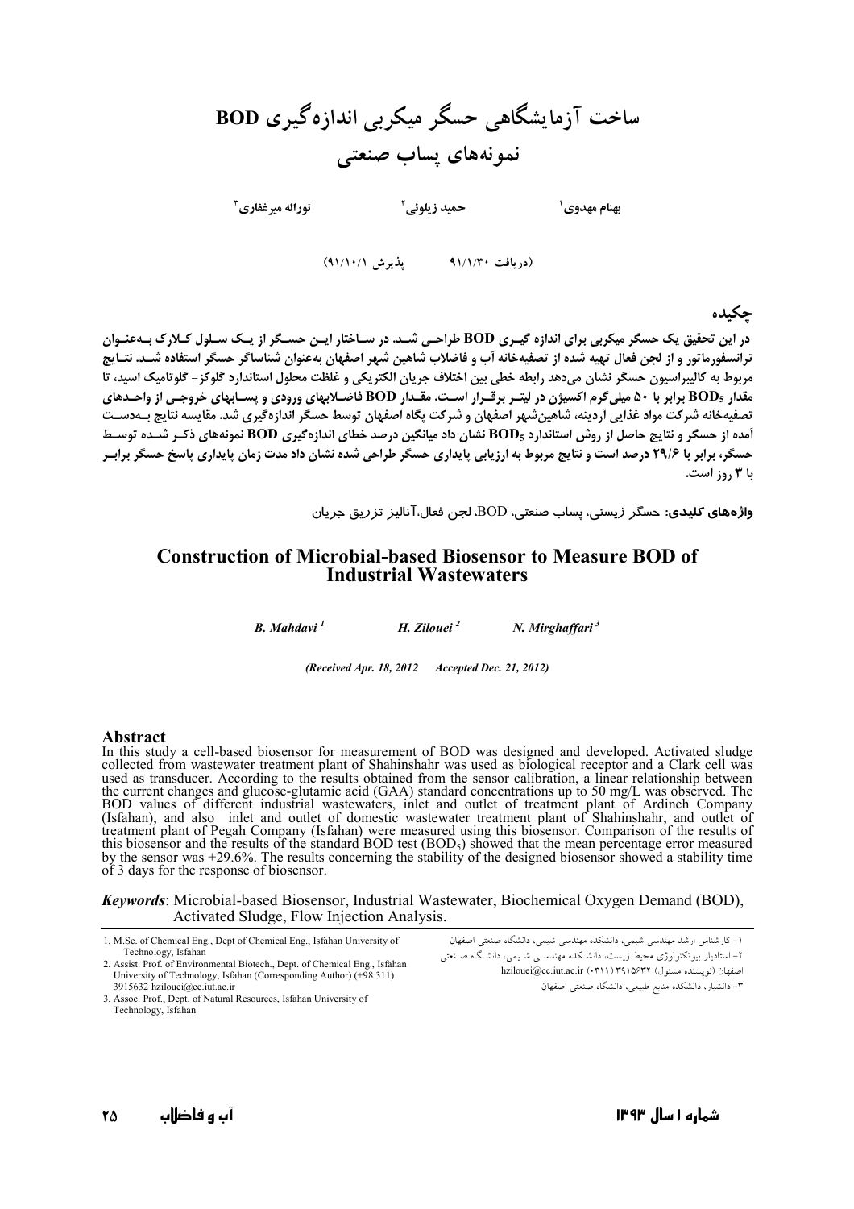# ساخت آزمایشگاهی حسگر میکربی اندازه‌گیری BOD نمونه‌های پساب صنعتی

بهنام مهدوی[1] حمید زیلوئی[2] نوراله میرغفاری[3]

(دریافت ۹۱/۱/۳۰ پذیرش ۹۱/۱۰/۱)

## چکیده

در این تحقیق یک حسگر میکربی برای اندازه گیری BOD طراحی شد. در ساختار این حسگر از یک سلول کلارک به‌عنوان ترانسفورماتور و از لجن فعال تهیه شده از تصفیه‌خانه آب و فاضلاب شاهین شهر اصفهان به‌عنوان شناساگر حسگر استفاده شد. نتایج مربوط به کالیبراسیون حسگر نشان می‌دهد رابطه خطی بین اختلاف جریان الکتریکی و غلظت محلول استاندارد گلوکز- گلوتامیک اسید، تا مقدار $BOD_5$ برابر با ۵۰ میلی‌گرم اکسیژن در لیتر برقرار است. مقدار BOD فاضلابهای ورودی و پسابهای خروجی از واحدهای تصفیه‌خانه شرکت مواد غذایی آردینه، شاهین‌شهر اصفهان و شرکت پگاه اصفهان توسط حسگر اندازه‌گیری شد. مقایسه نتایج به‌دست آمده از حسگر و نتایج حاصل از روش استاندارد $BOD_5$ نشان داد میانگین درصد خطای اندازه‌گیری BOD نمونه‌های ذکر شده توسط حسگر، برابر با ۲۹/۶ درصد است و نتایج مربوط به ارزیابی پایداری حسگر طراحی شده نشان داد مدت زمان پایداری پاسخ حسگر برابر با ۳ روز است.

**واژه‌های کلیدی:** حسگر زیستی، پساب صنعتی، BOD، لجن فعال،آنالیز تزریق جریان

# Construction of Microbial-based Biosensor to Measure BOD of Industrial Wastewaters

*B. Mahdavi [1]* *H. Zilouei [2]* *N. Mirghaffari [3]*

*(Received Apr. 18, 2012 Accepted Dec. 21, 2012)*

## Abstract

In this study a cell-based biosensor for measurement of BOD was designed and developed. Activated sludge collected from wastewater treatment plant of Shahinshahr was used as biological receptor and a Clark cell was used as transducer. According to the results obtained from the sensor calibration, a linear relationship between the current changes and glucose-glutamic acid (GAA) standard concentrations up to 50 mg/L was observed. The BOD values of different industrial wastewaters, inlet and outlet of treatment plant of Ardineh Company (Isfahan), and also inlet and outlet of domestic wastewater treatment plant of Shahinshahr, and outlet of treatment plant of Pegah Company (Isfahan) were measured using this biosensor. Comparison of the results of this biosensor and the results of the standard BOD test ($BOD_5$) showed that the mean percentage error measured by the sensor was +29.6%. The results concerning the stability of the designed biosensor showed a stability time of 3 days for the response of biosensor.

***Keywords***: Microbial-based Biosensor, Industrial Wastewater, Biochemical Oxygen Demand (BOD), Activated Sludge, Flow Injection Analysis.

---

۱- کارشناس ارشد مهندسی شیمی، دانشکده مهندسی شیمی، دانشگاه صنعتی اصفهان
۲- استادیار بیوتکنولوژی محیط زیست، دانشکده مهندسی شیمی، دانشگاه صنعتی اصفهان (نویسنده مسئول) ۳۹۱۵۶۳۲ (۰۳۱۱) hzilouei@cc.iut.ac.ir
۳- دانشیار، دانشکده منابع طبیعی، دانشگاه صنعتی اصفهان

1. M.Sc. of Chemical Eng., Dept of Chemical Eng., Isfahan University of Technology, Isfahan
2. Assist. Prof. of Environmental Biotech., Dept. of Chemical Eng., Isfahan University of Technology, Isfahan (Corresponding Author) (+98 311) 3915632 hzilouei@cc.iut.ac.ir
3. Assoc. Prof., Dept. of Natural Resources, Isfahan University of Technology, Isfahan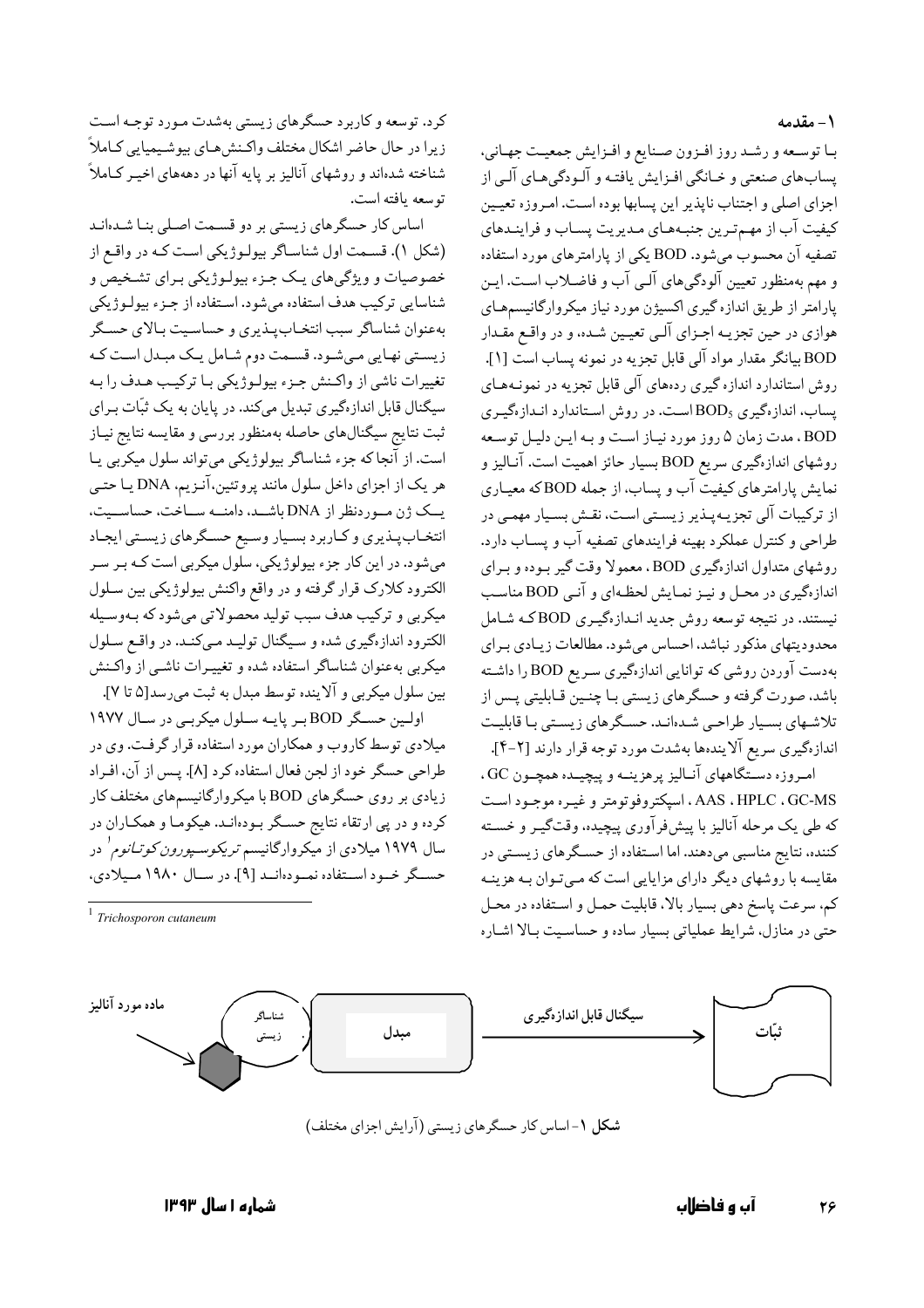## ۱- مقدمه

با توسعه و رشد روز افزون صنایع و افزایش جمعیت جهانی، پسابهای صنعتی و خانگی افزایش یافته و آلودگی‌های آلی از اجزای اصلی و اجتناب ناپذیر این پسابها بوده است. امروزه تعیین کیفیت آب از مهم‌ترین جنبه‌های مدیریت پساب و فرایندهای تصفیه آن محسوب می‌شود. BOD یکی از پارامترهای مورد استفاده و مهم به‌منظور تعیین آلودگی‌های آلی آب و فاضلاب است. این پارامتر از طریق اندازه گیری اکسیژن مورد نیاز میکروارگانیسم‌های هوازی در حین تجزیه اجزای آلی تعیین شده، و در واقع مقدار BOD بیانگر مقدار مواد آلی قابل تجزیه در نمونه پساب است [۱]. روش استاندارد اندازه گیری رده‌های آلی قابل تجزیه در نمونه‌های پساب، اندازه‌گیری $BOD_5$ است. در روش استاندارد اندازه‌گیری BOD، مدت زمان ۵ روز مورد نیاز است و به این دلیل توسعه روشهای اندازه‌گیری سریع BOD بسیار حائز اهمیت است. آنالیز و نمایش پارامترهای کیفیت آب و پساب، از جمله BOD که معیاری از ترکیبات آلی تجزیه‌پذیر زیستی است، نقش بسیار مهمی در طراحی و کنترل عملکرد بهینه فرایندهای تصفیه آب و پساب دارد. روشهای متداول اندازه‌گیری BOD، معمولا وقت گیر بوده و برای اندازه‌گیری در محل و نیز نمایش لحظه‌ای و آنی BOD مناسب نیستند. در نتیجه توسعه روش جدید اندازه‌گیری BOD که شامل محدودیتهای مذکور نباشد، احساس می‌شود. مطالعات زیادی برای به‌دست آوردن روشی که توانایی اندازه‌گیری سریع BOD را داشته باشد، صورت گرفته و حسگرهای زیستی با چنین قابلیتی پس از تلاشهای بسیار طراحی شده‌اند. حسگرهای زیستی با قابلیت اندازه‌گیری سریع آلاینده‌ها به‌شدت مورد توجه قرار دارند [۲-۴].

امروزه دستگاههای آنالیز پرهزینه و پیچیده همچون GC، GC-MS، HPLC، AAS، اسپکتروفوتومتر و غیره موجود است که طی یک مرحله آنالیز با پیش‌فرآوری پیچیده، وقت‌گیر و خسته کننده، نتایج مناسبی می‌دهند، اما استفاده از حسگرهای زیستی در مقایسه با روشهای دیگر دارای مزایایی است که می‌توان به هزینه کم، سرعت پاسخ دهی بسیار بالا، قابلیت حمل و استفاده در محل حتی در منازل، شرایط عملیاتی بسیار ساده و حساسیت بالا اشاره کرد. توسعه و کاربرد حسگرهای زیستی به‌شدت مورد توجه است زیرا در حال حاضر اشکال مختلف واکنش‌های بیوشیمیایی کاملاً شناخته شده‌اند و روشهای آنالیز بر پایه آنها در دهه‌های اخیر کاملاً توسعه یافته است.

اساس کار حسگرهای زیستی بر دو قسمت اصلی بنا شده‌اند (شکل ۱). قسمت اول شناساگر بیولوژیکی است که در واقع از خصوصیات و ویژگی‌های یک جزء بیولوژیکی برای تشخیص و شناسایی ترکیب هدف استفاده می‌شود. استفاده از جزء بیولوژیکی به‌عنوان شناساگر سبب انتخاب‌پذیری و حساسیت بالای حسگر زیستی نهایی می‌شود. قسمت دوم شامل یک مبدل است که تغییرات ناشی از واکنش جزء بیولوژیکی با ترکیب هدف را به سیگنال قابل اندازه‌گیری تبدیل می‌کند. در پایان به یک ثبّات برای ثبت نتایج سیگنال‌های حاصله به‌منظور بررسی و مقایسه نتایج نیاز است. از آنجا که جزء شناساگر بیولوژیکی می‌تواند سلول میکربی یا هر یک از اجزای داخل سلول مانند پروتئین، آنزیم، DNA یا حتی یک ژن موردنظر از DNA باشد، دامنه ساخت، حساسیت، انتخاب‌پذیری و کاربرد بسیار وسیع حسگرهای زیستی ایجاد می‌شود. در این کار جزء بیولوژیکی، سلول میکربی است که بر سر الکترود کلارک قرار گرفته و در واقع واکنش بیولوژیکی بین سلول میکربی و ترکیب هدف سبب تولید محصولاتی می‌شود که به‌وسیله الکترود اندازه‌گیری شده و سیگنال تولید می‌کند. در واقع سلول میکربی به‌عنوان شناساگر استفاده شده و تغییرات ناشی از واکنش بین سلول میکربی و آلاینده توسط مبدل به ثبت می‌رسد[۵ تا ۷].

اولین حسگر BOD بر پایه سلول میکربی در سال ۱۹۷۷ میلادی توسط کاروب و همکاران مورد استفاده قرار گرفت. وی در طراحی حسگر خود از لجن فعال استفاده کرد [۸]. پس از آن، افراد زیادی بر روی حسگرهای BOD با میکروارگانیسم‌های مختلف کار کرده و در پی ارتقاء نتایج حسگر بوده‌اند. هیکوما و همکاران در سال ۱۹۷۹ میلادی از میکروارگانیسم *تریکوسپورون کوتانوم*[1] در حسگر خود استفاده نموده‌اند [۹]. در سال ۱۹۸۰ میلادی،

[1] *Trichosporon cutaneum*

ماده مورد آنالیز → شناساگر زیستی → مبدل → سیگنال قابل اندازه‌گیری → ثبّات

**شکل ۱**- اساس کار حسگرهای زیستی (آرایش اجزای مختلف)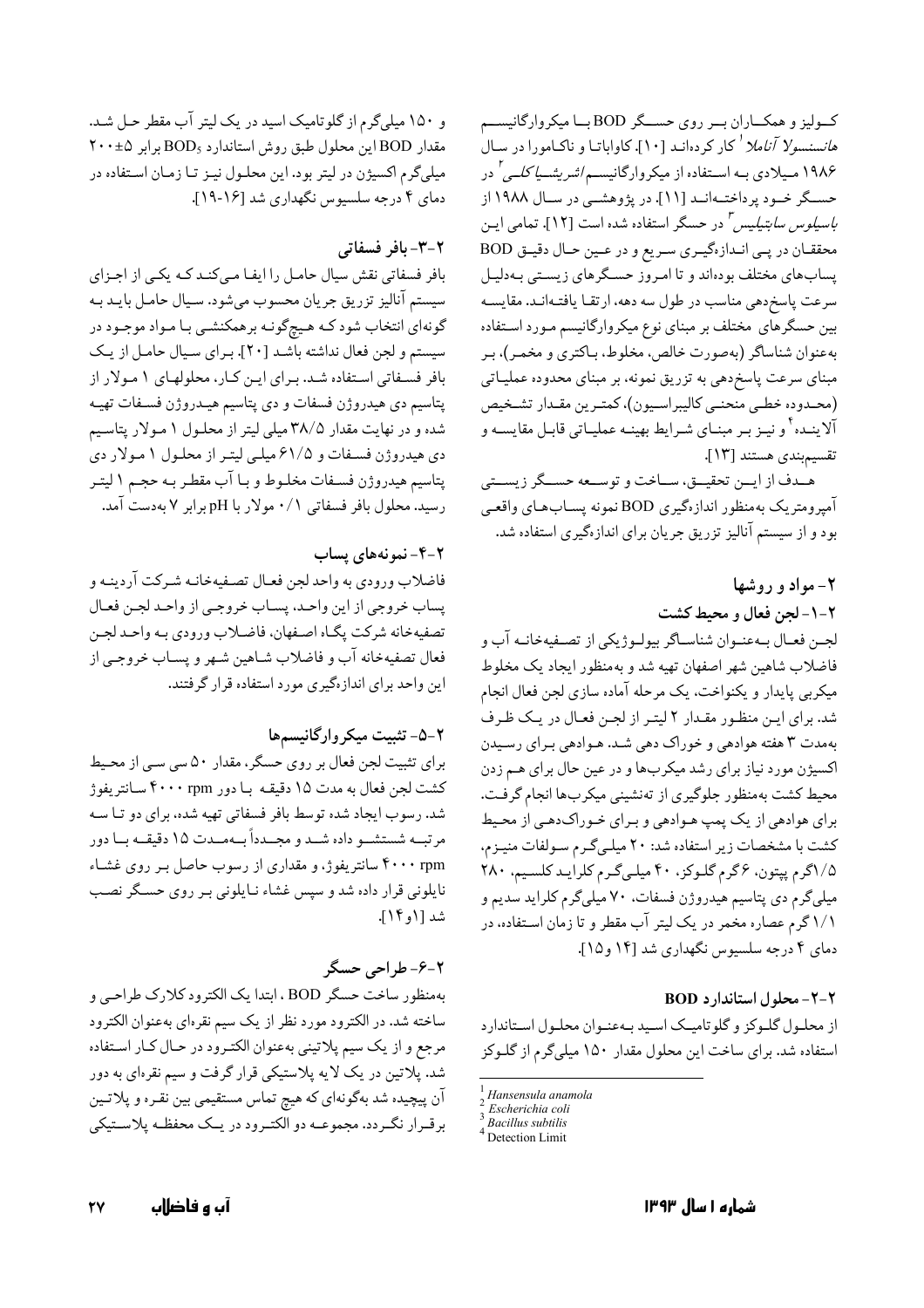کـولیز و همکـاران بـر روی حسـگر BOD بـا میکروارگانیسـم *هانسنسولا آنامالا*[1] کار کرده‌اند [10]. کاواباتا و ناکامورا در سال ۱۹۸۶ میلادی بـه استفاده از میکروارگانیسـم *اشریشیاکلـی*[2] در حسـگر خـود پرداختـه‌انـد [11]. در پژوهشـی در سـال ۱۹۸۸ از *باسیلوس سابتیلیس*[3] در حسگر استفاده شده است [12]. تمامی ایـن محققـان در پـی انـدازه‌گیـری سـریع و در عـین حـال دقیـق BOD پساب‌های مختلف بوده‌اند و تا امـروز حسـگرهای زیسـتی بـه‌دلیـل سرعت پاسخ‌دهی مناسب در طول سه دهه، ارتقـا یافتـه‌انـد. مقایسـه بین حسگرهای مختلف بر مبنای نوع میکروارگانیسم مـورد اسـتفاده به‌عنوان شناساگر (به‌صورت خالص، مخلوط، بـاکتری و مخمـر)، بـر مبنای سرعت پاسخ‌دهی به تزریق نمونه، بر مبنای محدوده عملیـاتی (محـدوده خطـی منحنـی کالیبراسـیون)، کمتـرین مقـدار تشـخیص آلاینـده[4] و نیـز بـر مبنـای شـرایط بهینـه عملیـاتی قابـل مقایسـه و تقسیم‌بندی هستند [13].

هـدف از ایـن تحقیـق، سـاخت و توسـعه حسـگر زیسـتی آمپرومتریک به‌منظور اندازه‌گیری BOD نمونه پسـاب‌هـای واقعـی بود و از سیستم آنالیز تزریق جریان برای اندازه‌گیری استفاده شد.

## ۲- مواد و روشها

### ۲-۱- لجن فعال و محیط کشت

لجـن فعـال بـه‌عنـوان شناسـاگر بیولـوژیکی از تصـفیه‌خانـه آب و فاضلاب شاهین شهر اصفهان تهیه شد و به‌منظور ایجاد یک مخلوط میکربی پایدار و یکنواخت، یک مرحله آماده سازی لجن فعال انجام شد. برای ایـن منظـور مقـدار ۲ لیتـر از لجـن فعـال در یـک ظـرف به‌مدت ۳ هفته هوادهی و خوراک دهی شـد. هـوادهی بـرای رسـیدن اکسیژن مورد نیاز برای رشد میکرب‌ها و در عین حال برای هـم زدن محیط کشت به‌منظور جلوگیری از ته‌نشینی میکرب‌ها انجام گرفـت. برای هوادهی از یک پمپ هـوادهی و بـرای خـوراک‌دهـی از محـیط کشت با مشخصات زیر استفاده شد: ۲۰ میلـی‌گـرم سـولفات منیـزم، ۱/۵گرم پپتون، ۶گرم گلـوکز، ۴۰ میلـی‌گـرم کلرایـد کلسـیم، ۲۸۰ میلی‌گرم دی پتاسیم هیدروژن فسفات، ۷۰ میلی‌گرم کلراید سدیم و ۱/۱ گرم عصاره مخمر در یک لیتر آب مقطر و تا زمان استفاده، در دمای ۴ درجه سلسیوس نگهداری شد [14 و15].

### ۲-۲- محلول استاندارد BOD

از محلـول گلـوکز و گلوتامیـک اسـید بـه‌عنـوان محلـول اسـتاندارد استفاده شد. برای ساخت این محلول مقدار ۱۵۰ میلی‌گرم از گلـوکز و ۱۵۰ میلی‌گرم از گلوتامیک اسید در یک لیتر آب مقطر حـل شـد. مقدار BOD این محلول طبق روش استاندارد $BOD_5$ برابر ۵±۲۰۰ میلی‌گرم اکسیژن در لیتر بود. این محلـول نیـز تـا زمـان اسـتفاده در دمای ۴ درجه سلسیوس نگهداری شد [16-19].

### ۲-۳- بافر فسفاتی

بافر فسفاتی نقش سیال حامـل را ایفـا مـی‌کنـد کـه یکـی از اجـزای سیستم آنالیز تزریق جریان محسوب می‌شود. سـیال حامـل بایـد بـه گونه‌ای انتخاب شود کـه هـیچ‌گونـه برهمکنشـی بـا مـواد موجـود در سیستم و لجن فعال نداشته باشـد [20]. بـرای سـیال حامـل از یـک بافر فسـفاتی اسـتفاده شـد. بـرای ایـن کـار، محلولهـای ۱ مـولار از پتاسیم دی هیدروژن فسفات و دی پتاسیم هیـدروژن فسـفات تهیـه شده و در نهایت مقدار ۳۸/۵ میلی لیتر از محلـول ۱ مـولار پتاسـیم دی هیدروژن فسـفات و ۶۱/۵ میلـی لیتـر از محلـول ۱ مـولار دی پتاسیم هیدروژن فسـفات مخلـوط و بـا آب مقطـر بـه حجـم ۱ لیتـر رسید. محلول بافر فسفاتی ۰/۱ مولار با pH برابر ۷ به‌دست آمد.

### ۲-۴- نمونه‌های پساب

فاضلاب ورودی به واحد لجن فعـال تصـفیه‌خانـه شـرکت آردینـه و پساب خروجی از این واحـد، پسـاب خروجـی از واحـد لجـن فعـال تصفیه‌خانه شرکت پگـاه اصـفهان، فاضـلاب ورودی بـه واحـد لجـن فعال تصفیه‌خانه آب و فاضلاب شـاهین شـهر و پسـاب خروجـی از این واحد برای اندازه‌گیری مورد استفاده قرار گرفتند.

### ۲-۵- تثبیت میکروارگانیسم‌ها

برای تثبیت لجن فعال بر روی حسگر، مقدار ۵۰ سی سـی از محـیط کشت لجن فعال به مدت ۱۵ دقیقـه بـا دور ۴۰۰۰ rpm سـانتریفوژ شد. رسوب ایجاد شده توسط بافر فسفاتی تهیه شده، برای دو تـا سـه مرتبـه شستشـو داده شـد و مجـدداً بـه‌مـدت ۱۵ دقیقـه بـا دور ۴۰۰۰ rpm سانتریفوژ، و مقداری از رسوب حاصل بـر روی غشـاء نایلونی قرار داده شد و سپس غشاء نـایلونی بـر روی حسـگر نصـب شد [1و14].

### ۲-۶- طراحی حسگر

به‌منظور ساخت حسگر BOD ، ابتدا یک الکترود کلارک طراحـی و ساخته شد. در الکترود مورد نظر از یک سیم نقره‌ای به‌عنوان الکترود مرجع و از یک سیم پلاتینی به‌عنوان الکتـرود در حـال کـار اسـتفاده شد. پلاتین در یک لایه پلاستیکی قرار گرفت و سیم نقره‌ای به دور آن پیچیده شد به‌گونه‌ای که هیچ تماس مستقیمی بین نقـره و پلاتـین برقـرار نگـردد. مجموعـه دو الکتـرود در یـک محفظـه پلاسـتیکی

---

[1] *Hansensula anamola*
[2] *Escherichia coli*
[3] *Bacillus subtilis*
[4] Detection Limit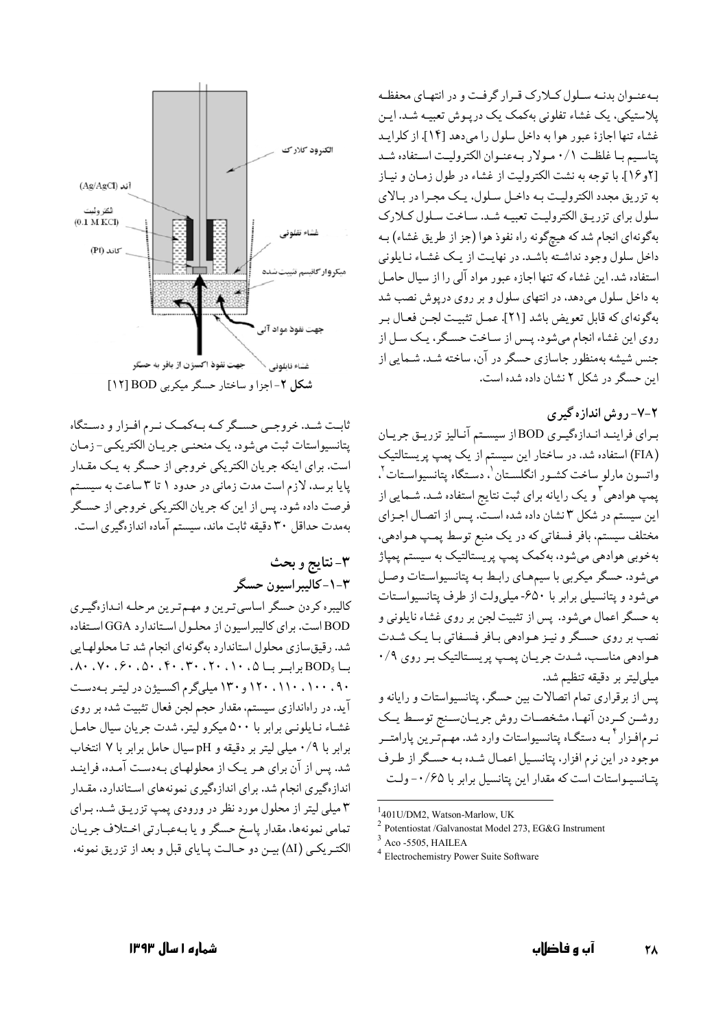به‌عنوان بدنه سلول کلارک قرار گرفت و در انتهای محفظه پلاستیکی، یک غشاء تفلونی به‌کمک یک درپوش تعبیه شد. این غشاء تنها اجازهٔ عبور هوا به داخل سلول را می‌دهد [۱۴]. از کلراید پتاسیم با غلظت ۰/۱ مولار به‌عنوان الکترولیت استفاده شد [۲و۱۶]. با توجه به نشت الکترولیت از غشاء در طول زمان و نیاز به تزریق مجدد الکترولیت به داخل سلول، یک مجرا در بالای سلول برای تزریق الکترولیت تعبیه شد. ساخت سلول کلارک به‌گونه‌ای انجام شد که هیچ‌گونه راه نفوذ هوا (جز از طریق غشاء) به داخل سلول وجود نداشته باشد. در نهایت از یک غشاء نایلونی استفاده شد. این غشاء که تنها اجازه عبور مواد آلی را از سیال حامل به داخل سلول می‌دهد، در انتهای سلول و بر روی درپوش نصب شد به‌گونه‌ای که قابل تعویض باشد [۲۱]. عمل تثبیت لجن فعال بر روی این غشاء انجام می‌شود. پس از ساخت حسگر، یک سل از جنس شیشه به‌منظور جاسازی حسگر در آن، ساخته شد. شمایی از این حسگر در شکل ۲ نشان داده شده است.

### ۲-۷- روش اندازه گیری

برای فرایند اندازه‌گیری BOD از سیستم آنالیز تزریق جریان (FIA) استفاده شد. در ساختار این سیستم از یک پمپ پریستالتیک واتسون مارلو ساخت کشور انگلستان[1]، دستگاه پتانسیواستات[2]، پمپ هوادهی[3] و یک رایانه برای ثبت نتایج استفاده شد. شمایی از این سیستم در شکل ۳ نشان داده شده است. پس از اتصال اجزای مختلف سیستم، بافر فسفاتی که در یک منبع توسط پمپ هوادهی، به‌خوبی هوادهی می‌شود، به‌کمک پمپ پریستالتیک به سیستم پمپاژ می‌شود. حسگر میکربی با سیم‌های رابط به پتانسیواستات وصل می‌شود و پتانسیلی برابر با ۶۵۰- میلی‌ولت از طرف پتانسیواستات به حسگر اعمال می‌شود. پس از تثبیت لجن بر روی غشاء نایلونی و نصب بر روی حسگر و نیز هوادهی بافر فسفاتی با یک شدت هوادهی مناسب، شدت جریان پمپ پریستالتیک بر روی ۰/۹ میلی‌لیتر بر دقیقه تنظیم شد.

پس از برقراری تمام اتصالات بین حسگر، پتانسیواستات و رایانه و روشن کردن آنها، مشخصات روش جریان‌سنج توسط یک نرم‌افزار[4] به دستگاه پتانسیواستات وارد شد. مهم‌ترین پارامتر موجود در این نرم افزار، پتانسیل اعمال شده به حسگر از طرف پتانسیواستات است که مقدار این پتانسیل برابر با ۰/۶۵- ولت

الکترود کلارک
آند (Ag/AgCl)
الکترولیت (0.1 M KCl)
کاتد (Pt)
غشاء تفلونی
میکروارگانیسم تثبیت شده
جهت نفوذ مواد آلی
غشاء نایلونی
جهت نفوذ اکسیژن از بافر به حسگر

**شکل ۲**- اجزا و ساختار حسگر میکربی BOD [۱۲]

ثابت شد. خروجی حسگر که به‌کمک نرم افزار و دستگاه پتانسیواستات ثبت می‌شود، یک منحنی جریان الکتریکی- زمان است. برای اینکه جریان الکتریکی خروجی از حسگر به یک مقدار پایا برسد، لازم است مدت زمانی در حدود ۱ تا ۳ ساعت به سیستم فرصت داده شود. پس از این که جریان الکتریکی خروجی از حسگر به‌مدت حداقل ۳۰ دقیقه ثابت ماند، سیستم آماده اندازه‌گیری است.

## ۳- نتایج و بحث

### ۳-۱- کالیبراسیون حسگر

کالیبره کردن حسگر اساسی‌ترین و مهم‌ترین مرحله اندازه‌گیری BOD است. برای کالیبراسیون از محلول استاندارد GGA استفاده شد. رقیق‌سازی محلول استاندارد به‌گونه‌ای انجام شد تا محلولهایی با $BOD_5$ برابر با ۵، ۱۰، ۲۰، ۳۰، ۴۰، ۵۰، ۶۰، ۷۰، ۸۰، ۹۰، ۱۰۰، ۱۱۰، ۱۲۰ و ۱۳۰ میلی‌گرم اکسیژن در لیتر به‌دست آید. در راه‌اندازی سیستم، مقدار حجم لجن فعال تثبیت شده بر روی غشاء نایلونی برابر با ۵۰۰ میکرو لیتر، شدت جریان سیال حامل برابر با ۰/۹ میلی لیتر بر دقیقه و pH سیال حامل برابر با ۷ انتخاب شد. پس از آن برای هر یک از محلولهای به‌دست آمده، فرایند اندازه‌گیری انجام شد. برای اندازه‌گیری نمونه‌های استاندارد، مقدار ۳ میلی لیتر از محلول مورد نظر در ورودی پمپ تزریق شد. برای تمامی نمونه‌ها، مقدار پاسخ حسگر و یا به‌عبارتی اختلاف جریان الکتریکی ($\Delta I$) بین دو حالت پایای قبل و بعد از تزریق نمونه،

---

[1] 401U/DM2, Watson-Marlow, UK

[2] Potentiostat /Galvanostat Model 273, EG&G Instrument

[3] Aco -5505, HAILEA

[4] Electrochemistry Power Suite Software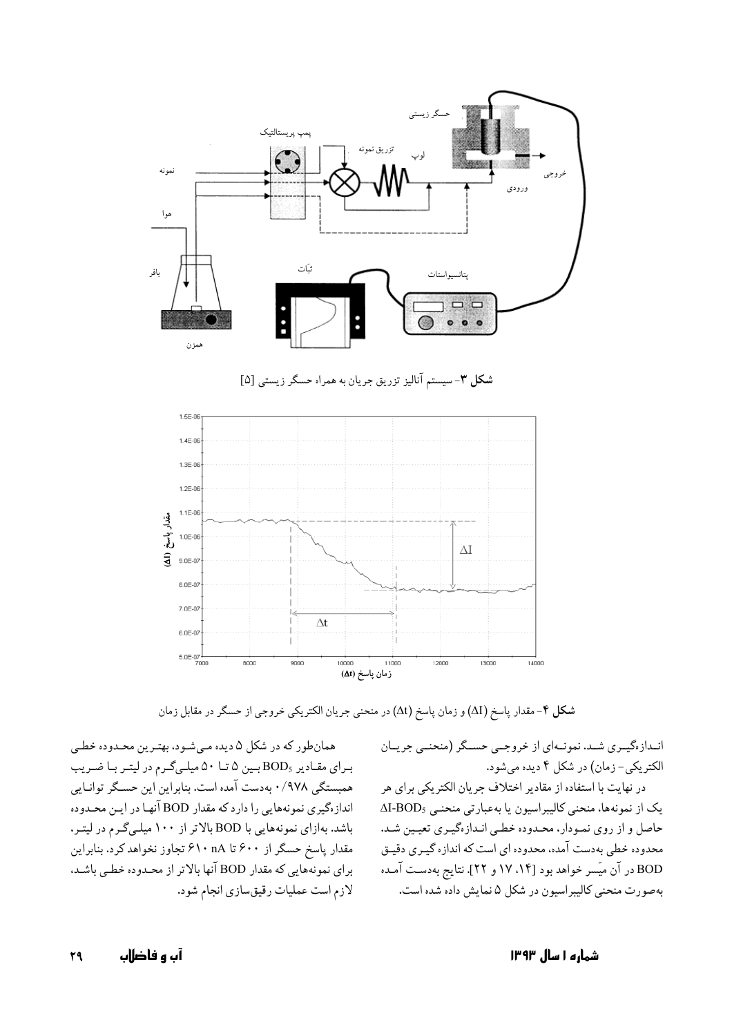شکل ۳- سیستم آنالیز تزریق جریان به همراه حسگر زیستی [۵]

شکل ۴- مقدار پاسخ ($\Delta I$) و زمان پاسخ ($\Delta t$) در منحنی جریان الکتریکی خروجی از حسگر در مقابل زمان

اندازه‌گیری شد. نمونه‌ای از خروجی حسگر (منحنی جریان الکتریکی- زمان) در شکل ۴ دیده می‌شود.

در نهایت با استفاده از مقادیر اختلاف جریان الکتریکی برای هر یک از نمونه‌ها، منحنی کالیبراسیون یا به‌عبارتی منحنی $\Delta I$-$BOD_5$ حاصل و از روی نمودار، محدوده خطی اندازه‌گیری تعیین شد. محدوده خطی به‌دست آمده، محدوده ای است که اندازه گیری دقیق BOD در آن میسّر خواهد بود [۱۴، ۱۷ و ۲۲]. نتایج به‌دست آمده به‌صورت منحنی کالیبراسیون در شکل ۵ نمایش داده شده است.

همان‌طور که در شکل ۵ دیده می‌شود، بهترین محدوده خطی برای مقادیر $BOD_5$ بین ۵ تا ۵۰ میلی‌گرم در لیتر با ضریب همبستگی ۰/۹۷۸ به‌دست آمده است. بنابراین این حسگر توانایی اندازه‌گیری نمونه‌هایی را دارد که مقدار BOD آنها در این محدوده باشد. به‌ازای نمونه‌هایی با BOD بالاتر از ۱۰۰ میلی‌گرم در لیتر، مقدار پاسخ حسگر از ۶۰۰ تا ۶۱۰ nA تجاوز نخواهد کرد. بنابراین برای نمونه‌هایی که مقدار BOD آنها بالاتر از محدوده خطی باشد، لازم است عملیات رقیق‌سازی انجام شود.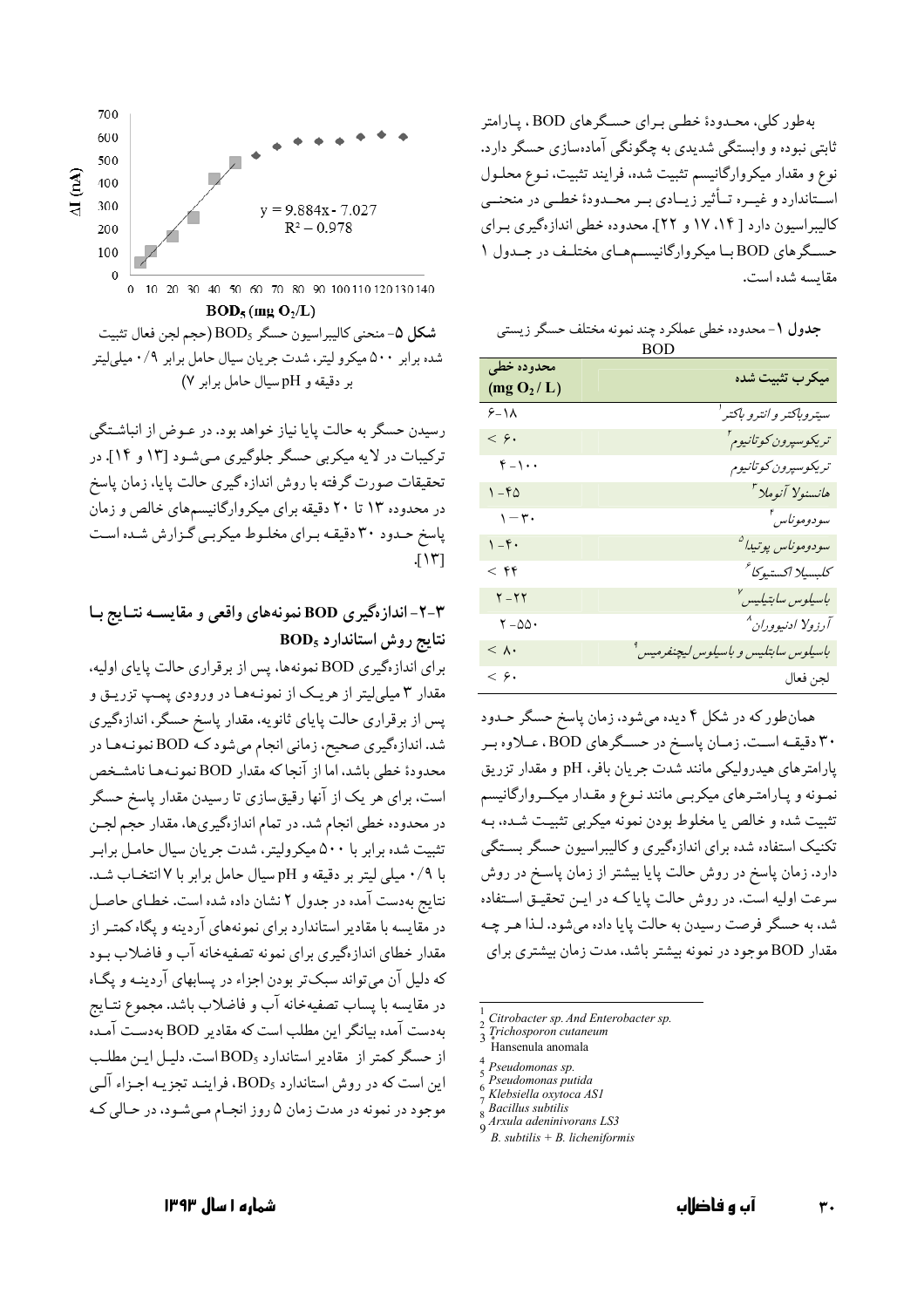به‌طور کلی، محدودهٔ خطی برای حسگرهای BOD، پارامتر ثابتی نبوده و وابستگی شدیدی به چگونگی آماده‌سازی حسگر دارد. نوع و مقدار میکروارگانیسم تثبیت شده، فرایند تثبیت، نوع محلول استاندارد و غیره تأثیر زیادی بر محدودهٔ خطی در منحنی کالیبراسیون دارد [۱۴، ۱۷ و ۲۲]. محدوده خطی اندازه‌گیری برای حسگرهای BOD با میکروارگانیسم‌های مختلف در جدول ۱ مقایسه شده است.

**جدول ۱**- محدوده خطی عملکرد چند نمونه مختلف حسگر زیستی BOD

| میکرب تثبیت شده | محدوده خطی ($mg\ O_2/L$) |
|---|---|
| *سیتروباکتر و انتروباکتر*[1] | ۱۸-۶ |
| *تریکوسپرون کوتانیوم*[2] | < ۶۰ |
| *تریکوسپرون کوتانیوم* | ۱۰۰-۴ |
| *هانسنولا آنوملا*[3] | ۴۵-۱ |
| *سودوموناس*[4] | ۳۰-۱ |
| *سودوموناس پوتیدا*[5] | ۴۰-۱ |
| *کلبسیلا اکسیتوکا*[6] | < ۴۴ |
| *باسیلوس سابتیلیس*[7] | ۲۲-۲ |
| *آرزولا ادنیووران*[8] | ۵۵۰-۲ |
| *باسیلوس سابتلیس و باسیلوس لیچنفرمیس*[9] | < ۸۰ |
| لجن فعال | < ۶۰ |

همان‌طور که در شکل ۴ دیده می‌شود، زمان پاسخ حسگر حدود ۳۰ دقیقه است. زمان پاسخ در حسگرهای BOD، علاوه بر پارامترهای هیدرولیکی مانند شدت جریان بافر، pH و مقدار تزریق نمونه و پارامترهای میکربی مانند نوع و مقدار میکروارگانیسم تثبیت شده و خالص یا مخلوط بودن نمونه میکربی تثبیت شده، به تکنیک استفاده شده برای اندازه‌گیری و کالیبراسیون حسگر بستگی دارد. زمان پاسخ در روش حالت پایا بیشتر از زمان پاسخ در روش سرعت اولیه است. در روش حالت پایا که در این تحقیق استفاده شد، به حسگر فرصت رسیدن به حالت پایا داده می‌شود. لذا هر چه مقدار BOD موجود در نمونه بیشتر باشد، مدت زمان بیشتری برای

[1] *Citrobacter sp. And Enterobacter sp.*
[2] *Trichosporon cutaneum*
[3] Hansenula anomala
[4] *Pseudomonas sp.*
[5] *Pseudomonas putida*
[6] *Klebsiella oxytoca AS1*
[7] *Bacillus subtilis*
[8] *Arxula adeninivorans LS3*
[9] *B. subtilis + B. licheniformis*

$y = 9.884x - 7.027$
$R^2 = 0.978$

**شکل ۵**- منحنی کالیبراسیون حسگر $BOD_5$ (حجم لجن فعال تثبیت شده برابر ۵۰۰ میکرو لیتر، شدت جریان سیال حامل برابر ۰/۹ میلی‌لیتر بر دقیقه و pH سیال حامل برابر ۷)

رسیدن حسگر به حالت پایا نیاز خواهد بود. در عوض از انباشتگی ترکیبات در لایه میکربی حسگر جلوگیری می‌شود [۱۳ و ۱۴]. در تحقیقات صورت گرفته با روش اندازه‌گیری حالت پایا، زمان پاسخ در محدوده ۱۳ تا ۲۰ دقیقه برای میکروارگانیسم‌های خالص و زمان پاسخ حدود ۳۰ دقیقه برای مخلوط میکربی گزارش شده است [۱۳].

### ۳-۲- اندازه‌گیری BOD نمونه‌های واقعی و مقایسه نتایج با نتایج روش استاندارد $BOD_5$

برای اندازه‌گیری BOD نمونه‌ها، پس از برقراری حالت پایای اولیه، مقدار ۳ میلی‌لیتر از هریک از نمونه‌ها در ورودی پمپ تزریق و پس از برقراری حالت پایای ثانویه، مقدار پاسخ حسگر، اندازه‌گیری شد. اندازه‌گیری صحیح، زمانی انجام می‌شود که BOD نمونه‌ها در محدودهٔ خطی باشد، اما از آنجا که مقدار BOD نمونه‌ها نامشخص است، برای هر یک از آنها رقیق‌سازی تا رسیدن مقدار پاسخ حسگر در محدوده خطی انجام شد. در تمام اندازه‌گیری‌ها، مقدار حجم لجن تثبیت شده برابر با ۵۰۰ میکرولیتر، شدت جریان سیال حامل برابر با ۰/۹ میلی لیتر بر دقیقه و pH سیال حامل برابر با ۷ انتخاب شد. نتایج به‌دست آمده در جدول ۲ نشان داده شده است. خطای حاصل در مقایسه با مقادیر استاندارد برای نمونه‌های آردینه و پگاه کمتر از مقدار خطای اندازه‌گیری برای نمونه تصفیه‌خانه آب و فاضلاب بود که دلیل آن می‌تواند سبک‌تر بودن اجزاء در پسابهای آردینه و پگاه در مقایسه با پساب تصفیه‌خانه آب و فاضلاب باشد. مجموع نتایج به‌دست آمده بیانگر این مطلب است که مقادیر BOD به‌دست آمده از حسگر کمتر از مقادیر استاندارد $BOD_5$ است. دلیل این مطلب این است که در روش استاندارد $BOD_5$، فرایند تجزیه اجزاء آلی موجود در نمونه در مدت زمان ۵ روز انجام می‌شود، در حالی که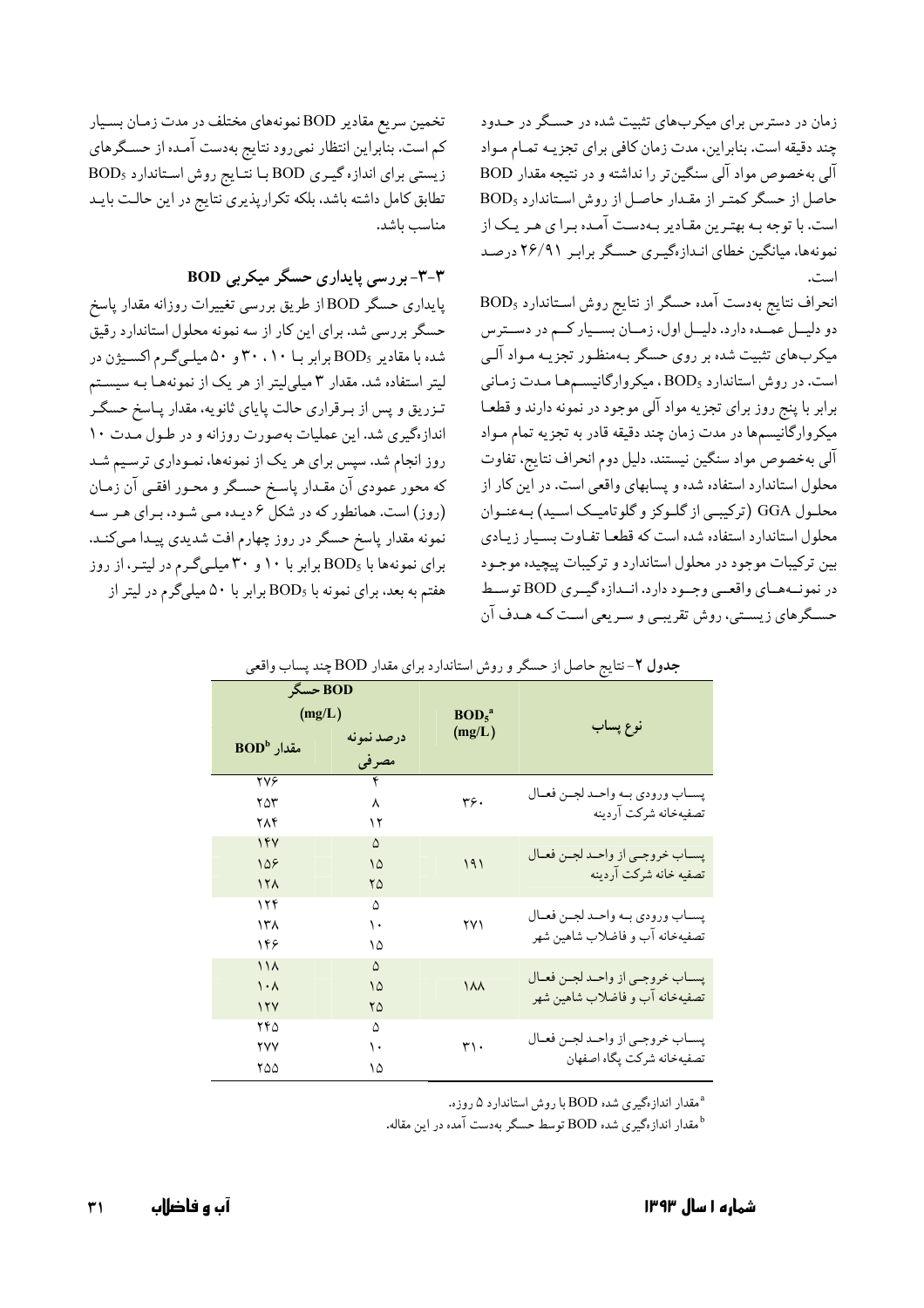زمان در دسترس برای میکرب‌های تثبیت شده در حسگر در حدود چند دقیقه است. بنابراین، مدت زمان کافی برای تجزیه تمام مواد آلی به‌خصوص مواد آلی سنگین‌تر را نداشته و در نتیجه مقدار BOD حاصل از حسگر کمتر از مقدار حاصل از روش استاندارد $BOD_5$ است. با توجه به بهترین مقادیر به‌دست آمده برای هر یک از نمونه‌ها، میانگین خطای اندازه‌گیری حسگر برابر ۲۶/۹۱ درصد است.

انحراف نتایج به‌دست آمده حسگر از نتایج روش استاندارد $BOD_5$ دو دلیل عمده دارد. دلیل اول، زمان بسیار کم در دسترس میکرب‌های تثبیت شده بر روی حسگر به‌منظور تجزیه مواد آلی است. در روش استاندارد $BOD_5$، میکروارگانیسم‌ها مدت زمانی برابر با پنج روز برای تجزیه مواد آلی موجود در نمونه دارند و قطعاً میکروارگانیسم‌ها در مدت زمان چند دقیقه قادر به تجزیه تمام مواد آلی به‌خصوص مواد سنگین نیستند. دلیل دوم انحراف نتایج، تفاوت محلول استاندارد استفاده شده و پسابهای واقعی است. در این کار از محلول GGA (ترکیبی از گلوکز و گلوتامیک اسید) به‌عنوان محلول استاندارد استفاده شده است که قطعاً تفاوت بسیار زیادی بین ترکیبات موجود در محلول استاندارد و ترکیبات پیچیده موجود در نمونه‌های واقعی وجود دارد. اندازه‌گیری BOD توسط حسگرهای زیستی، روش تقریبی و سریعی است که هدف آن تخمین سریع مقادیر BOD نمونه‌های مختلف در مدت زمان بسیار کم است. بنابراین انتظار نمی‌رود نتایج به‌دست آمده از حسگرهای زیستی برای اندازه‌گیری BOD با نتایج روش استاندارد $BOD_5$ تطابق کامل داشته باشد، بلکه تکرارپذیری نتایج در این حالت باید مناسب باشد.

### ۳-۳- بررسی پایداری حسگر میکربی BOD

پایداری حسگر BOD از طریق بررسی تغییرات روزانه مقدار پاسخ حسگر بررسی شد. برای این کار از سه نمونه محلول استاندارد رقیق شده با مقادیر $BOD_5$ برابر با ۱۰، ۳۰ و ۵۰ میلی‌گرم اکسیژن در لیتر استفاده شد. مقدار ۳ میلی‌لیتر از هر یک از نمونه‌ها به سیستم تزریق و پس از برقراری حالت پایای ثانویه، مقدار پاسخ حسگر اندازه‌گیری شد. این عملیات به‌صورت روزانه و در طول مدت ۱۰ روز انجام شد. سپس برای هر یک از نمونه‌ها، نموداری ترسیم شد که محور عمودی آن مقدار پاسخ حسگر و محور افقی آن زمان (روز) است. همانطور که در شکل ۶ دیده می شود، برای هر سه نمونه مقدار پاسخ حسگر در روز چهارم افت شدیدی پیدا می‌کند. برای نمونه‌ها با $BOD_5$ برابر با ۱۰ و ۳۰ میلی‌گرم در لیتر، از روز هفتم به بعد، برای نمونه با $BOD_5$ برابر با ۵۰ میلی‌گرم در لیتر از

**جدول ۲**- نتایج حاصل از حسگر و روش استاندارد برای مقدار BOD چند پساب واقعی

| نوع پساب | $BOD_5$[a] (mg/L) | BOD حسگر (mg/L) | |
|---|---|---|---|
| | | درصد نمونه مصرفی | مقدار BOD[b] |
| پساب ورودی به واحد لجن فعال تصفیه‌خانه شرکت آردینه | ۳۶۰ | ۴ | ۲۷۶ |
| | | ۸ | ۲۵۳ |
| | | ۱۲ | ۲۸۴ |
| پساب خروجی از واحد لجن فعال تصفیه خانه شرکت آردینه | ۱۹۱ | ۵ | ۱۴۷ |
| | | ۱۵ | ۱۵۶ |
| | | ۲۵ | ۱۲۸ |
| پساب ورودی به واحد لجن فعال تصفیه‌خانه آب و فاضلاب شاهین شهر | ۲۷۱ | ۵ | ۱۲۴ |
| | | ۱۰ | ۱۳۸ |
| | | ۱۵ | ۱۴۶ |
| پساب خروجی از واحد لجن فعال تصفیه‌خانه آب و فاضلاب شاهین شهر | ۱۸۸ | ۵ | ۱۱۸ |
| | | ۱۵ | ۱۰۸ |
| | | ۲۵ | ۱۲۷ |
| پساب خروجی از واحد لجن فعال تصفیه‌خانه شرکت پگاه اصفهان | ۳۱۰ | ۵ | ۲۴۵ |
| | | ۱۰ | ۲۷۷ |
| | | ۱۵ | ۲۵۵ |

[a] مقدار اندازه‌گیری شده BOD با روش استاندارد ۵ روزه.

[b] مقدار اندازه‌گیری شده BOD توسط حسگر به‌دست آمده در این مقاله.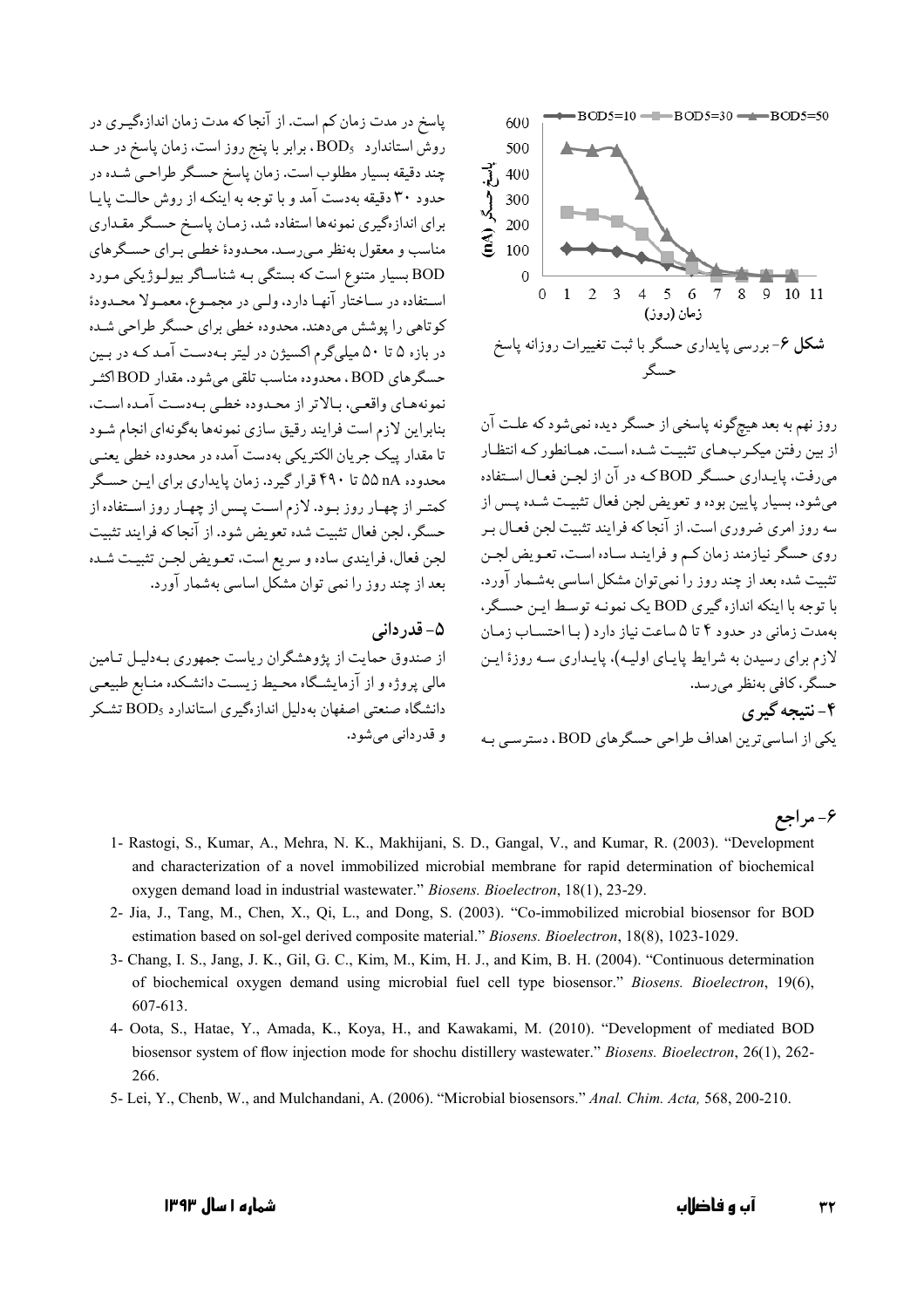شکل ۶- بررسی پایداری حسگر با ثبت تغییرات روزانه پاسخ حسگر

روز نهم به بعد هیچ‌گونه پاسخی از حسگر دیده نمی‌شود که علت آن از بین رفتن میکرب‌های تثبیت شده است. همانطور که انتظار می‌رفت، پایداری حسگر BOD که در آن از لجن فعال استفاده می‌شود، بسیار پایین بوده و تعویض لجن فعال تثبیت شده پس از سه روز امری ضروری است. از آنجا که فرایند تثبیت لجن فعال بر روی حسگر نیازمند زمان کم و فرایند ساده است، تعویض لجن تثبیت شده بعد از چند روز را نمی‌توان مشکل اساسی به‌شمار آورد. با توجه با اینکه اندازه‌گیری BOD یک نمونه توسط این حسگر، به‌مدت زمانی در حدود ۴ تا ۵ ساعت نیاز دارد ( با احتساب زمان لازم برای رسیدن به شرایط پایای اولیه)، پایداری سه روزهٔ این حسگر، کافی به‌نظر می‌رسد.

## ۴- نتیجه‌گیری

یکی از اساسی‌ترین اهداف طراحی حسگرهای BOD، دسترسی به پاسخ در مدت زمان کم است. از آنجا که مدت زمان اندازه‌گیری در روش استاندارد $BOD_5$، برابر با پنج روز است، زمان پاسخ در حد چند دقیقه بسیار مطلوب است. زمان پاسخ حسگر طراحی شده در حدود ۳۰ دقیقه به‌دست آمد و با توجه به اینکه از روش حالت پایا برای اندازه‌گیری نمونه‌ها استفاده شد، زمان پاسخ حسگر مقداری مناسب و معقول به‌نظر می‌رسد. محدودهٔ خطی برای حسگرهای BOD بسیار متنوع است که بستگی به شناساگر بیولوژیکی مورد استفاده در ساختار آنها دارد، ولی در مجموع، معمولا محدودهٔ کوتاهی را پوشش می‌دهند. محدوده خطی برای حسگر طراحی شده در بازه ۵ تا ۵۰ میلی‌گرم اکسیژن در لیتر به‌دست آمد که در بین حسگرهای BOD، محدوده مناسب تلقی می‌شود. مقدار BOD اکثر نمونه‌های واقعی، بالاتر از محدوده خطی به‌دست آمده است، بنابراین لازم است فرایند رقیق سازی نمونه‌ها به‌گونه‌ای انجام شود تا مقدار پیک جریان الکتریکی به‌دست آمده در محدوده خطی یعنی محدوده ۵۵ nA تا ۴۹۰ قرار گیرد. زمان پایداری برای این حسگر کمتر از چهار روز بود. لازم است پس از چهار روز استفاده از حسگر، لجن فعال تثبیت شده تعویض شود. از آنجا که فرایند تثبیت لجن فعال، فرایندی ساده و سریع است، تعویض لجن تثبیت شده بعد از چند روز را نمی توان مشکل اساسی به‌شمار آورد.

## ۵- قدردانی

از صندوق حمایت از پژوهشگران ریاست جمهوری به‌دلیل تامین مالی پروژه و از آزمایشگاه محیط زیست دانشکده منابع طبیعی دانشگاه صنعتی اصفهان به‌دلیل اندازه‌گیری استاندارد $BOD_5$ تشکر و قدردانی می‌شود.

## ۶- مراجع

1- Rastogi, S., Kumar, A., Mehra, N. K., Makhijani, S. D., Gangal, V., and Kumar, R. (2003). "Development and characterization of a novel immobilized microbial membrane for rapid determination of biochemical oxygen demand load in industrial wastewater." *Biosens. Bioelectron*, 18(1), 23-29.

2- Jia, J., Tang, M., Chen, X., Qi, L., and Dong, S. (2003). "Co-immobilized microbial biosensor for BOD estimation based on sol-gel derived composite material." *Biosens. Bioelectron*, 18(8), 1023-1029.

3- Chang, I. S., Jang, J. K., Gil, G. C., Kim, M., Kim, H. J., and Kim, B. H. (2004). "Continuous determination of biochemical oxygen demand using microbial fuel cell type biosensor." *Biosens. Bioelectron*, 19(6), 607-613.

4- Oota, S., Hatae, Y., Amada, K., Koya, H., and Kawakami, M. (2010). "Development of mediated BOD biosensor system of flow injection mode for shochu distillery wastewater." *Biosens. Bioelectron*, 26(1), 262-266.

5- Lei, Y., Chenb, W., and Mulchandani, A. (2006). "Microbial biosensors." *Anal. Chim. Acta,* 568, 200-210.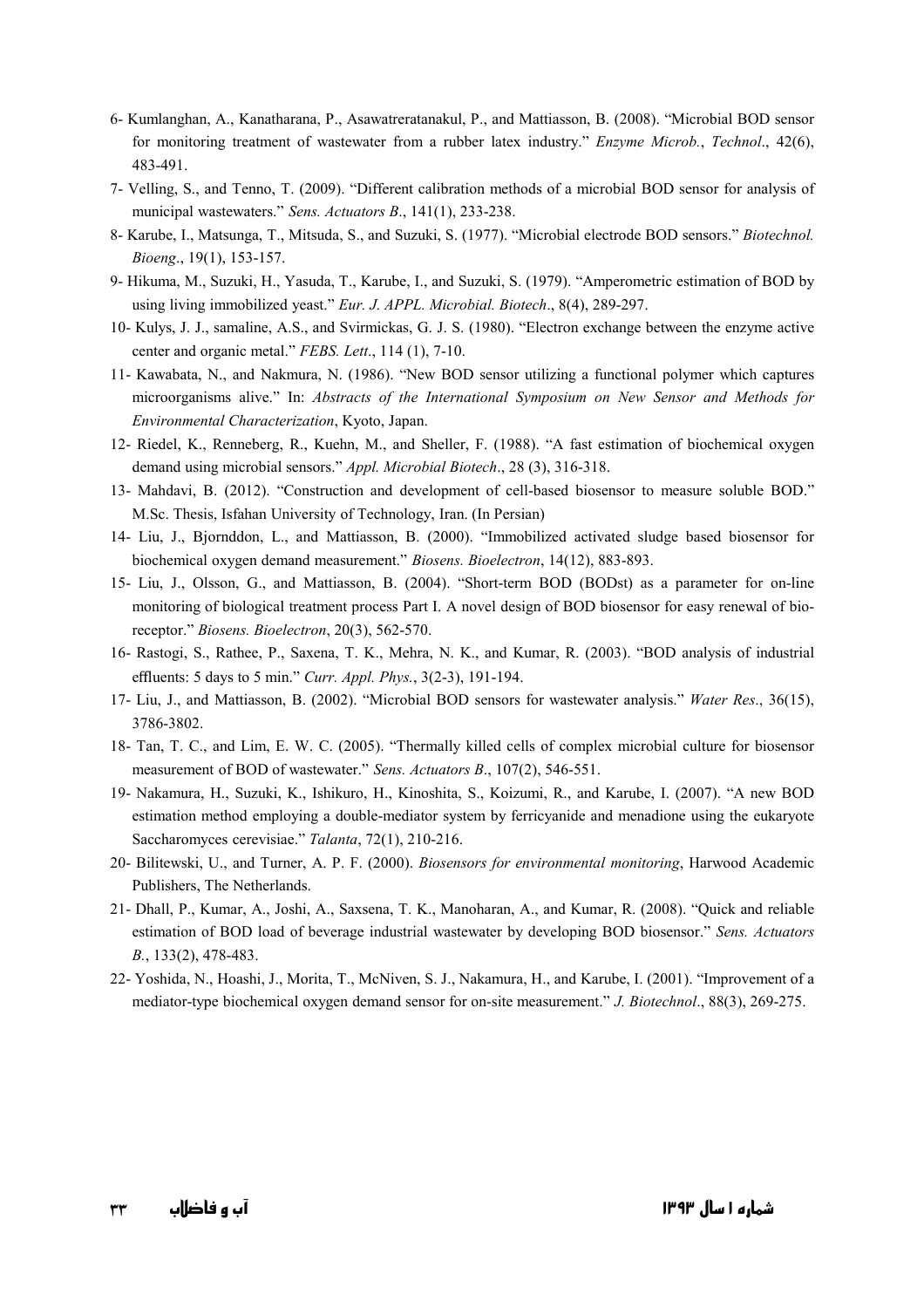6- Kumlanghan, A., Kanatharana, P., Asawatreratanakul, P., and Mattiasson, B. (2008). "Microbial BOD sensor for monitoring treatment of wastewater from a rubber latex industry." *Enzyme Microb.*, *Technol*., 42(6), 483-491.

7- Velling, S., and Tenno, T. (2009). "Different calibration methods of a microbial BOD sensor for analysis of municipal wastewaters." *Sens. Actuators B*., 141(1), 233-238.

8- Karube, I., Matsunga, T., Mitsuda, S., and Suzuki, S. (1977). "Microbial electrode BOD sensors." *Biotechnol. Bioeng*., 19(1), 153-157.

9- Hikuma, M., Suzuki, H., Yasuda, T., Karube, I., and Suzuki, S. (1979). "Amperometric estimation of BOD by using living immobilized yeast." *Eur. J. APPL. Microbial. Biotech*., 8(4), 289-297.

10- Kulys, J. J., samaline, A.S., and Svirmickas, G. J. S. (1980). "Electron exchange between the enzyme active center and organic metal." *FEBS. Lett*., 114 (1), 7-10.

11- Kawabata, N., and Nakmura, N. (1986). "New BOD sensor utilizing a functional polymer which captures microorganisms alive." In: *Abstracts of the International Symposium on New Sensor and Methods for Environmental Characterization*, Kyoto, Japan.

12- Riedel, K., Renneberg, R., Kuehn, M., and Sheller, F. (1988). "A fast estimation of biochemical oxygen demand using microbial sensors." *Appl. Microbial Biotech*., 28 (3), 316-318.

13- Mahdavi, B. (2012). "Construction and development of cell-based biosensor to measure soluble BOD." M.Sc. Thesis, Isfahan University of Technology, Iran. (In Persian)

14- Liu, J., Bjornddon, L., and Mattiasson, B. (2000). "Immobilized activated sludge based biosensor for biochemical oxygen demand measurement." *Biosens. Bioelectron*, 14(12), 883-893.

15- Liu, J., Olsson, G., and Mattiasson, B. (2004). "Short-term BOD (BODst) as a parameter for on-line monitoring of biological treatment process Part I. A novel design of BOD biosensor for easy renewal of bio-receptor." *Biosens. Bioelectron*, 20(3), 562-570.

16- Rastogi, S., Rathee, P., Saxena, T. K., Mehra, N. K., and Kumar, R. (2003). "BOD analysis of industrial effluents: 5 days to 5 min." *Curr. Appl. Phys.*, 3(2-3), 191-194.

17- Liu, J., and Mattiasson, B. (2002). "Microbial BOD sensors for wastewater analysis." *Water Res*., 36(15), 3786-3802.

18- Tan, T. C., and Lim, E. W. C. (2005). "Thermally killed cells of complex microbial culture for biosensor measurement of BOD of wastewater." *Sens. Actuators B*., 107(2), 546-551.

19- Nakamura, H., Suzuki, K., Ishikuro, H., Kinoshita, S., Koizumi, R., and Karube, I. (2007). "A new BOD estimation method employing a double-mediator system by ferricyanide and menadione using the eukaryote Saccharomyces cerevisiae." *Talanta*, 72(1), 210-216.

20- Bilitewski, U., and Turner, A. P. F. (2000). *Biosensors for environmental monitoring*, Harwood Academic Publishers, The Netherlands.

21- Dhall, P., Kumar, A., Joshi, A., Saxsena, T. K., Manoharan, A., and Kumar, R. (2008). "Quick and reliable estimation of BOD load of beverage industrial wastewater by developing BOD biosensor." *Sens. Actuators B.*, 133(2), 478-483.

22- Yoshida, N., Hoashi, J., Morita, T., McNiven, S. J., Nakamura, H., and Karube, I. (2001). "Improvement of a mediator-type biochemical oxygen demand sensor for on-site measurement." *J. Biotechnol*., 88(3), 269-275.